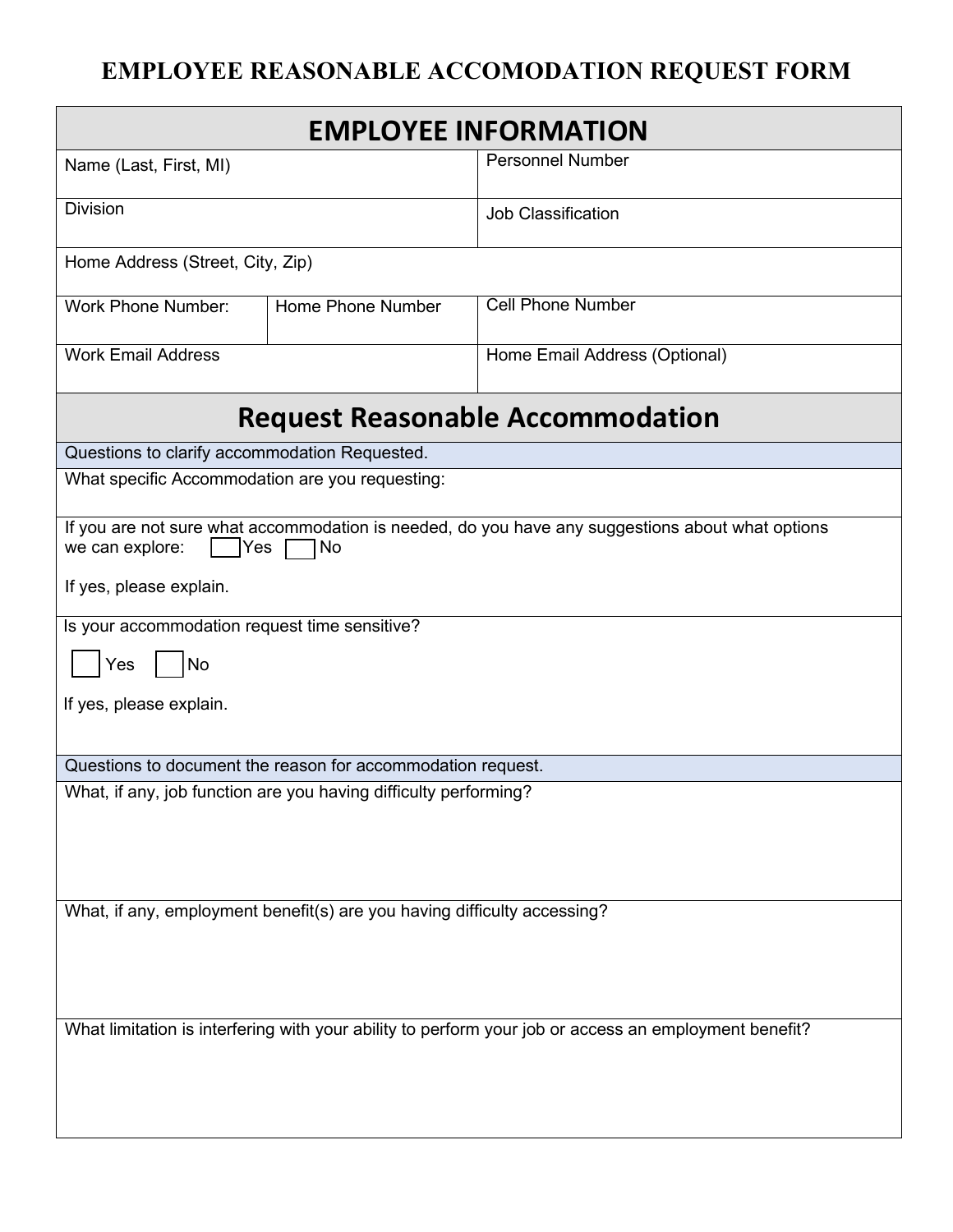# EMPLOYEE REASONABLE ACCOMODATION REQUEST FORM

## EMPLOYEE INFORMATION

| Name (Last, First, MI) | | Personnel Number |
|---|---|---|
| Division | | Job Classification |
| Home Address (Street, City, Zip) | | |
| Work Phone Number: | Home Phone Number | Cell Phone Number |
| Work Email Address | | Home Email Address (Optional) |

## Request Reasonable Accommodation

Questions to clarify accommodation Requested.

What specific Accommodation are you requesting:

If you are not sure what accommodation is needed, do you have any suggestions about what options we can explore: ☐ Yes ☐ No

If yes, please explain.

Is your accommodation request time sensitive?

☐ Yes ☐ No

If yes, please explain.

Questions to document the reason for accommodation request.

What, if any, job function are you having difficulty performing?

What, if any, employment benefit(s) are you having difficulty accessing?

What limitation is interfering with your ability to perform your job or access an employment benefit?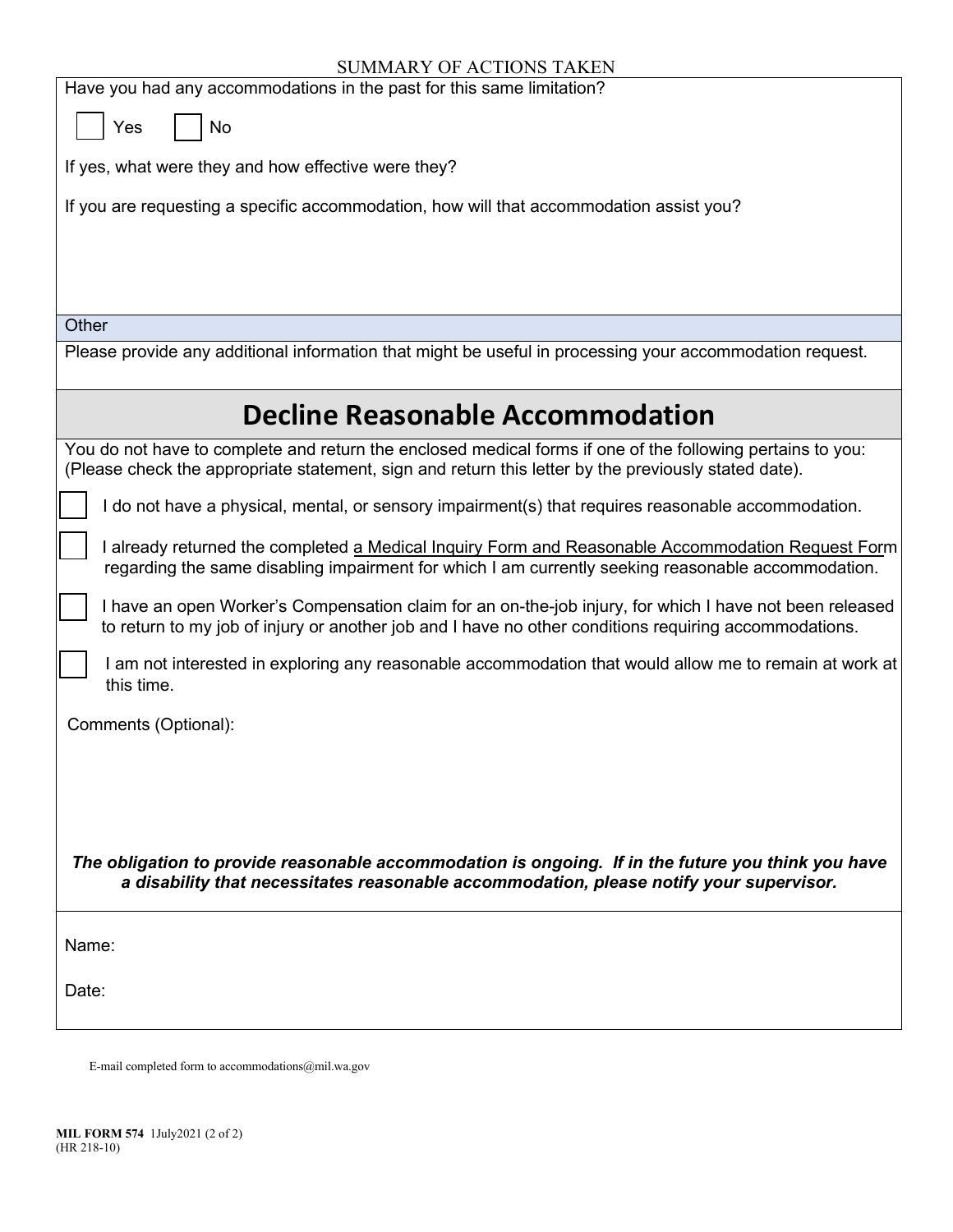SUMMARY OF ACTIONS TAKEN

Have you had any accommodations in the past for this same limitation?

☐ Yes ☐ No

If yes, what were they and how effective were they?

If you are requesting a specific accommodation, how will that accommodation assist you?

## Other

Please provide any additional information that might be useful in processing your accommodation request.

## Decline Reasonable Accommodation

You do not have to complete and return the enclosed medical forms if one of the following pertains to you: (Please check the appropriate statement, sign and return this letter by the previously stated date).

☐ I do not have a physical, mental, or sensory impairment(s) that requires reasonable accommodation.

☐ I already returned the completed a Medical Inquiry Form and Reasonable Accommodation Request Form regarding the same disabling impairment for which I am currently seeking reasonable accommodation.

☐ I have an open Worker's Compensation claim for an on-the-job injury, for which I have not been released to return to my job of injury or another job and I have no other conditions requiring accommodations.

☐ I am not interested in exploring any reasonable accommodation that would allow me to remain at work at this time.

Comments (Optional):

***The obligation to provide reasonable accommodation is ongoing. If in the future you think you have a disability that necessitates reasonable accommodation, please notify your supervisor.***

Name:

Date:

E-mail completed form to accommodations@mil.wa.gov

**MIL FORM 574** 1July2021
(HR 218-10)